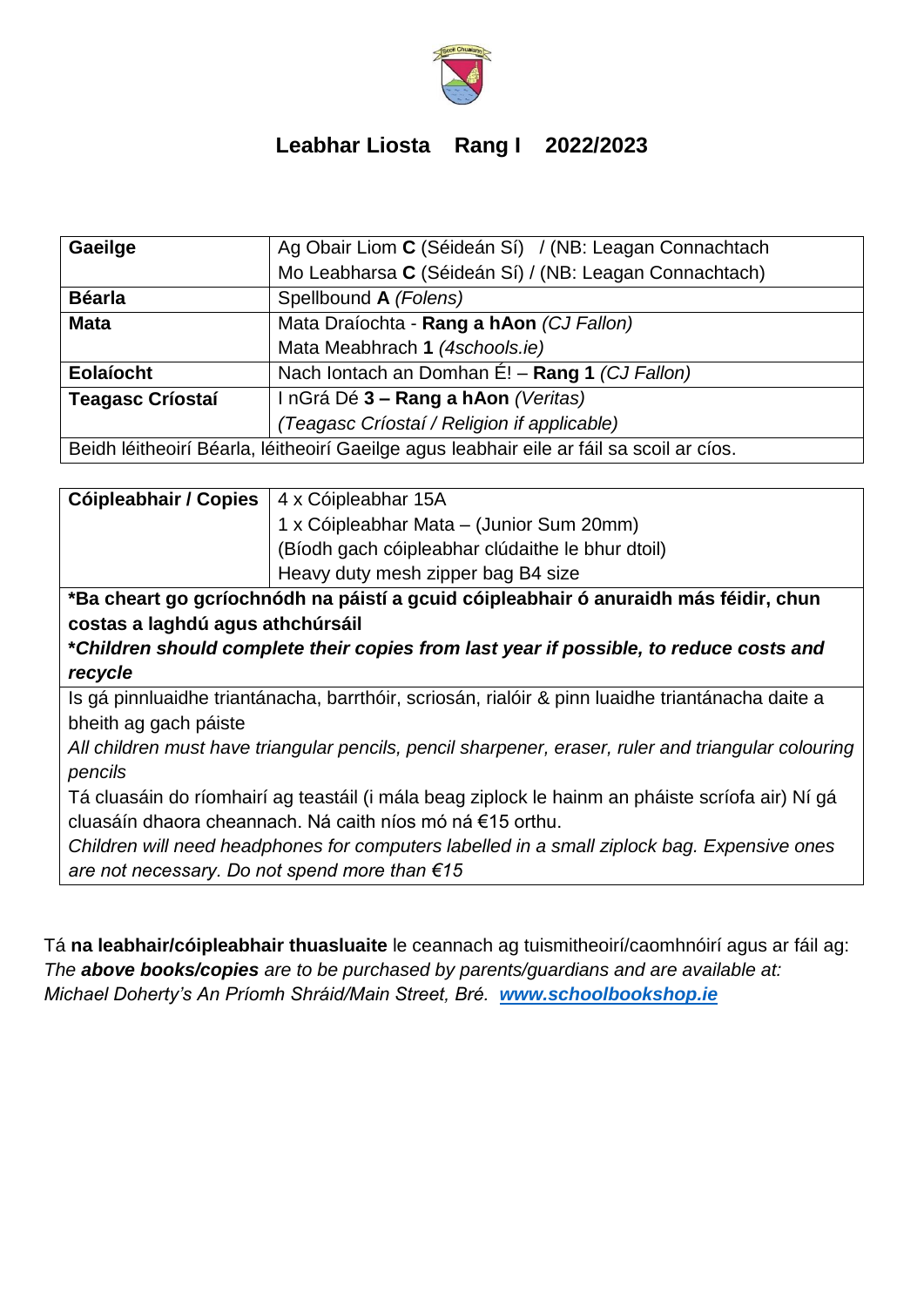# Leabhar Liosta Rang I 2022/2023

| Gaeilge | Ag Obair Liom **C** (Séideán Sí) / (NB: Leagan Connachtach<br>Mo Leabharsa **C** (Séideán Sí) / (NB: Leagan Connachtach) |
|---|---|
| **Béarla** | Spellbound **A** *(Folens)* |
| **Mata** | Mata Draíochta - **Rang a hAon** *(CJ Fallon)*<br>Mata Meabhrach **1** *(4schools.ie)* |
| **Eolaíocht** | Nach Iontach an Domhan É! – **Rang 1** *(CJ Fallon)* |
| **Teagasc Críostaí** | I nGrá Dé **3 – Rang a hAon** *(Veritas)*<br>*(Teagasc Críostaí / Religion if applicable)* |
| Beidh léitheoirí Béarla, léitheoirí Gaeilge agus leabhair eile ar fáil sa scoil ar cíos. | |

| **Cóipleabhair / Copies** | 4 x Cóipleabhar 15A<br>1 x Cóipleabhar Mata – (Junior Sum 20mm)<br>(Bíodh gach cóipleabhar clúdaithe le bhur dtoil)<br>Heavy duty mesh zipper bag B4 size |
|---|---|

**\*Ba cheart go gcríochnódh na páistí a gcuid cóipleabhair ó anuraidh más féidir, chun costas a laghdú agus athchúrsáil**

***\*Children should complete their copies from last year if possible, to reduce costs and recycle***

Is gá pinnluaidhe triantánacha, barrthóir, scriosán, rialóir & pinn luaidhe triantánacha daite a bheith ag gach páiste

*All children must have triangular pencils, pencil sharpener, eraser, ruler and triangular colouring pencils*

Tá cluasáin do ríomhairí ag teastáil (i mála beag ziplock le hainm an pháiste scríofa air) Ní gá cluasáín dhaora cheannach. Ná caith níos mó ná €15 orthu.

*Children will need headphones for computers labelled in a small ziplock bag. Expensive ones are not necessary. Do not spend more than €15*

Tá **na leabhair/cóipleabhair thuasluaite** le ceannach ag tuismitheoirí/caomhnóirí agus ar fáil ag:
*The **above books/copies** are to be purchased by parents/guardians and are available at:*
*Michael Doherty's An Príomh Shráid/Main Street, Bré.* ***www.schoolbookshop.ie***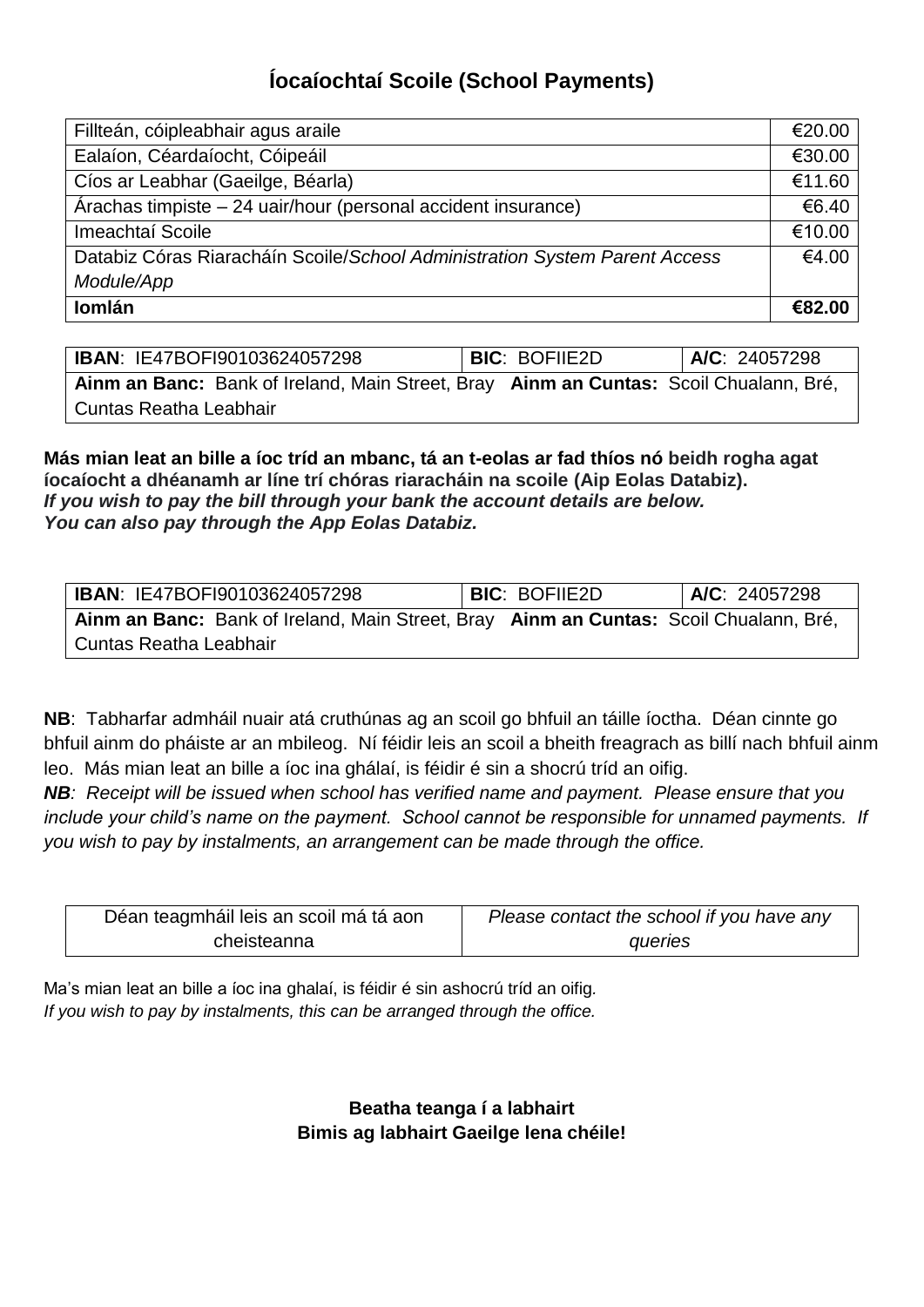## Íocaíochtaí Scoile (School Payments)

| | |
|---|---|
| Fillteán, cóipleabhair agus araile | €20.00 |
| Ealaíon, Céardaíocht, Cóipeáil | €30.00 |
| Cíos ar Leabhar (Gaeilge, Béarla) | €11.60 |
| Árachas timpiste – 24 uair/hour (personal accident insurance) | €6.40 |
| Imeachtaí Scoile | €10.00 |
| Databiz Córas Riaracháin Scoile/*School Administration System Parent Access Module/App* | €4.00 |
| **Iomlán** | **€82.00** |

| | | |
|---|---|---|
| **IBAN**: IE47BOFI90103624057298 | **BIC**: BOFIIE2D | **A/C**: 24057298 |
| **Ainm an Banc:** Bank of Ireland, Main Street, Bray **Ainm an Cuntas:** Scoil Chualann, Bré, Cuntas Reatha Leabhair | | |

**Más mian leat an bille a íoc tríd an mbanc, tá an t-eolas ar fad thíos nó beidh rogha agat íocaíocht a dhéanamh ar líne trí chóras riaracháin na scoile (Aip Eolas Databiz).**
***If you wish to pay the bill through your bank the account details are below.***
***You can also pay through the App Eolas Databiz.***

| | | |
|---|---|---|
| **IBAN**: IE47BOFI90103624057298 | **BIC**: BOFIIE2D | **A/C**: 24057298 |
| **Ainm an Banc:** Bank of Ireland, Main Street, Bray **Ainm an Cuntas:** Scoil Chualann, Bré, Cuntas Reatha Leabhair | | |

**NB**: Tabharfar admháil nuair atá cruthúnas ag an scoil go bhfuil an táille íoctha. Déan cinnte go bhfuil ainm do pháiste ar an mbileog. Ní féidir leis an scoil a bheith freagrach as billí nach bhfuil ainm leo. Más mian leat an bille a íoc ina ghálaí, is féidir é sin a shocrú tríd an oifig.
***NB**: Receipt will be issued when school has verified name and payment. Please ensure that you include your child's name on the payment. School cannot be responsible for unnamed payments. If you wish to pay by instalments, an arrangement can be made through the office.*

| | |
|---|---|
| Déan teagmháil leis an scoil má tá aon cheisteanna | *Please contact the school if you have any queries* |

Ma's mian leat an bille a íoc ina ghalaí, is féidir é sin ashocrú tríd an oifig.
*If you wish to pay by instalments, this can be arranged through the office.*

**Beatha teanga í a labhairt**
**Bimis ag labhairt Gaeilge lena chéile!**